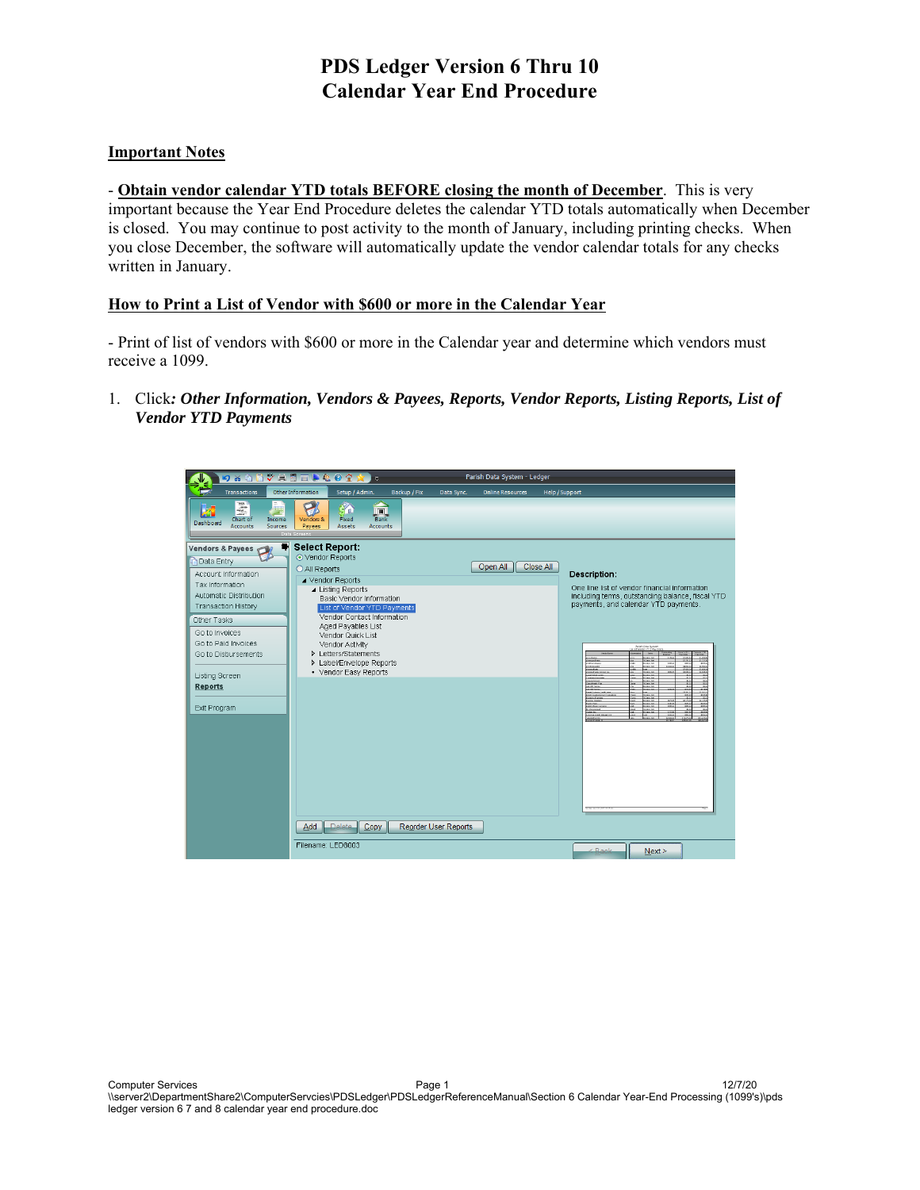# PDS Ledger Version 6 Thru 10
# Calendar Year End Procedure

## Important Notes

- **Obtain vendor calendar YTD totals BEFORE closing the month of December**. This is very important because the Year End Procedure deletes the calendar YTD totals automatically when December is closed. You may continue to post activity to the month of January, including printing checks. When you close December, the software will automatically update the vendor calendar totals for any checks written in January.

## How to Print a List of Vendor with $600 or more in the Calendar Year

- Print of list of vendors with $600 or more in the Calendar year and determine which vendors must receive a 1099.

1. Click*: **Other Information, Vendors & Payees, Reports, Vendor Reports, Listing Reports, List of Vendor YTD Payments***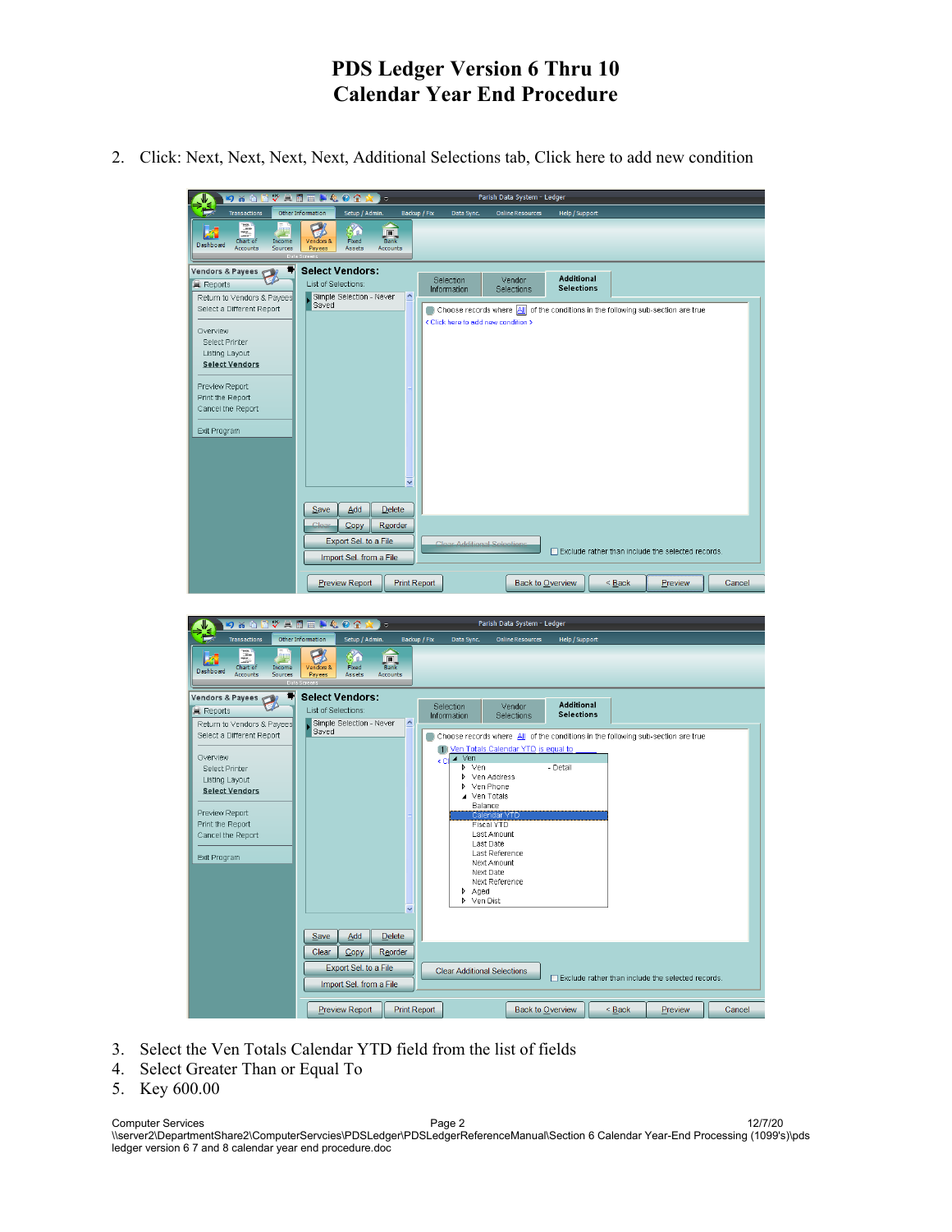# PDS Ledger Version 6 Thru 10
# Calendar Year End Procedure

2. Click: Next, Next, Next, Next, Additional Selections tab, Click here to add new condition

3. Select the Ven Totals Calendar YTD field from the list of fields
4. Select Greater Than or Equal To
5. Key 600.00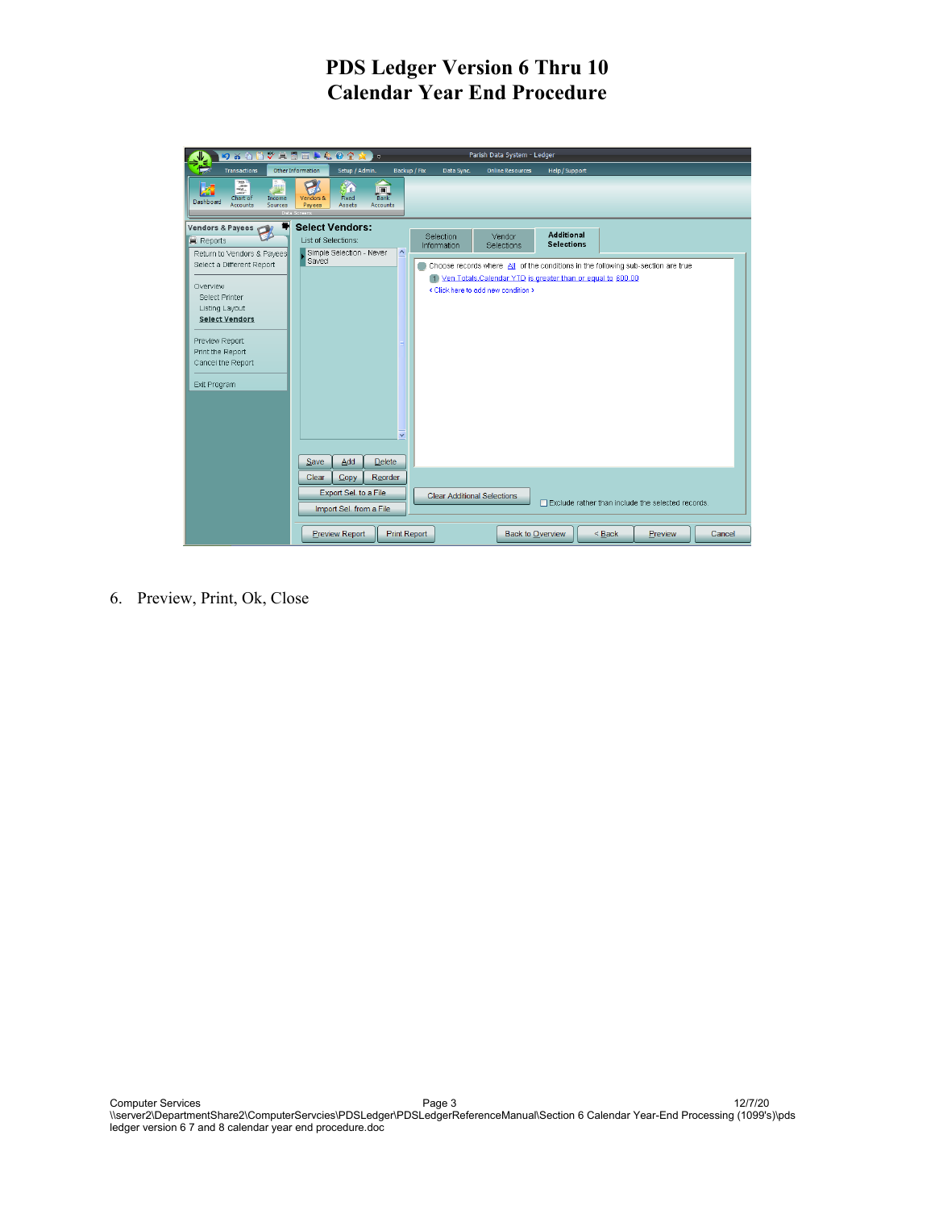# PDS Ledger Version 6 Thru 10
# Calendar Year End Procedure

6. Preview, Print, Ok, Close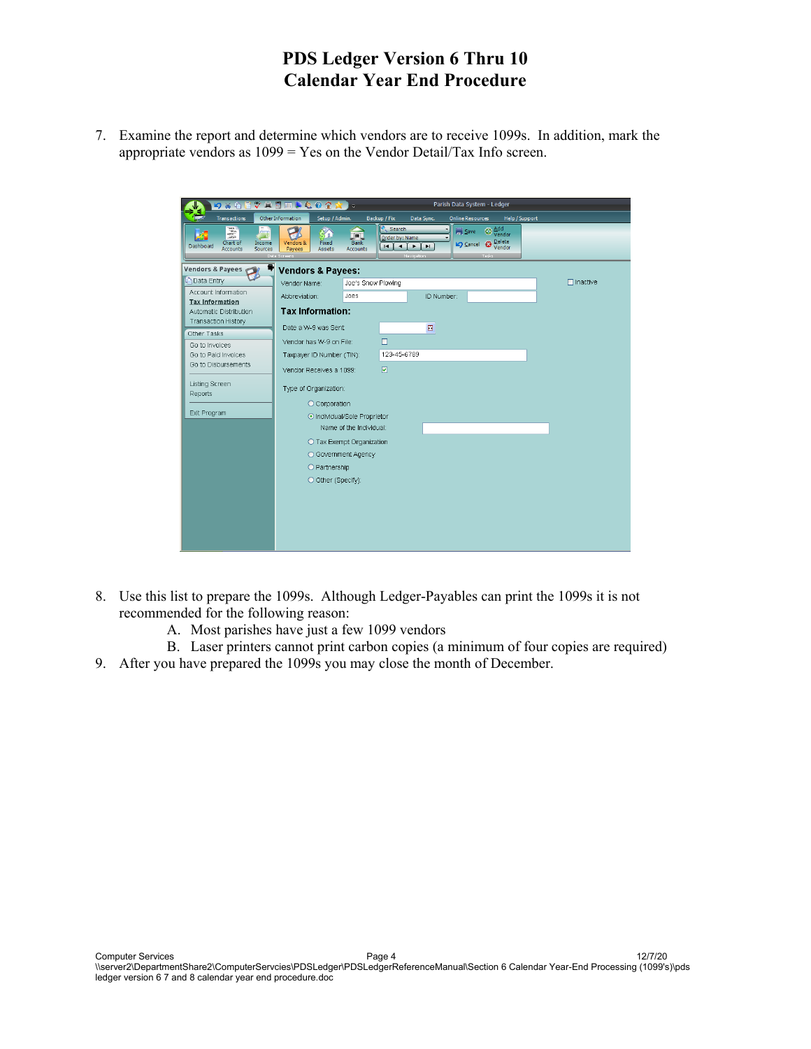# PDS Ledger Version 6 Thru 10
# Calendar Year End Procedure

7. Examine the report and determine which vendors are to receive 1099s. In addition, mark the appropriate vendors as 1099 = Yes on the Vendor Detail/Tax Info screen.

8. Use this list to prepare the 1099s. Although Ledger-Payables can print the 1099s it is not recommended for the following reason:
   A. Most parishes have just a few 1099 vendors
   B. Laser printers cannot print carbon copies (a minimum of four copies are required)
9. After you have prepared the 1099s you may close the month of December.